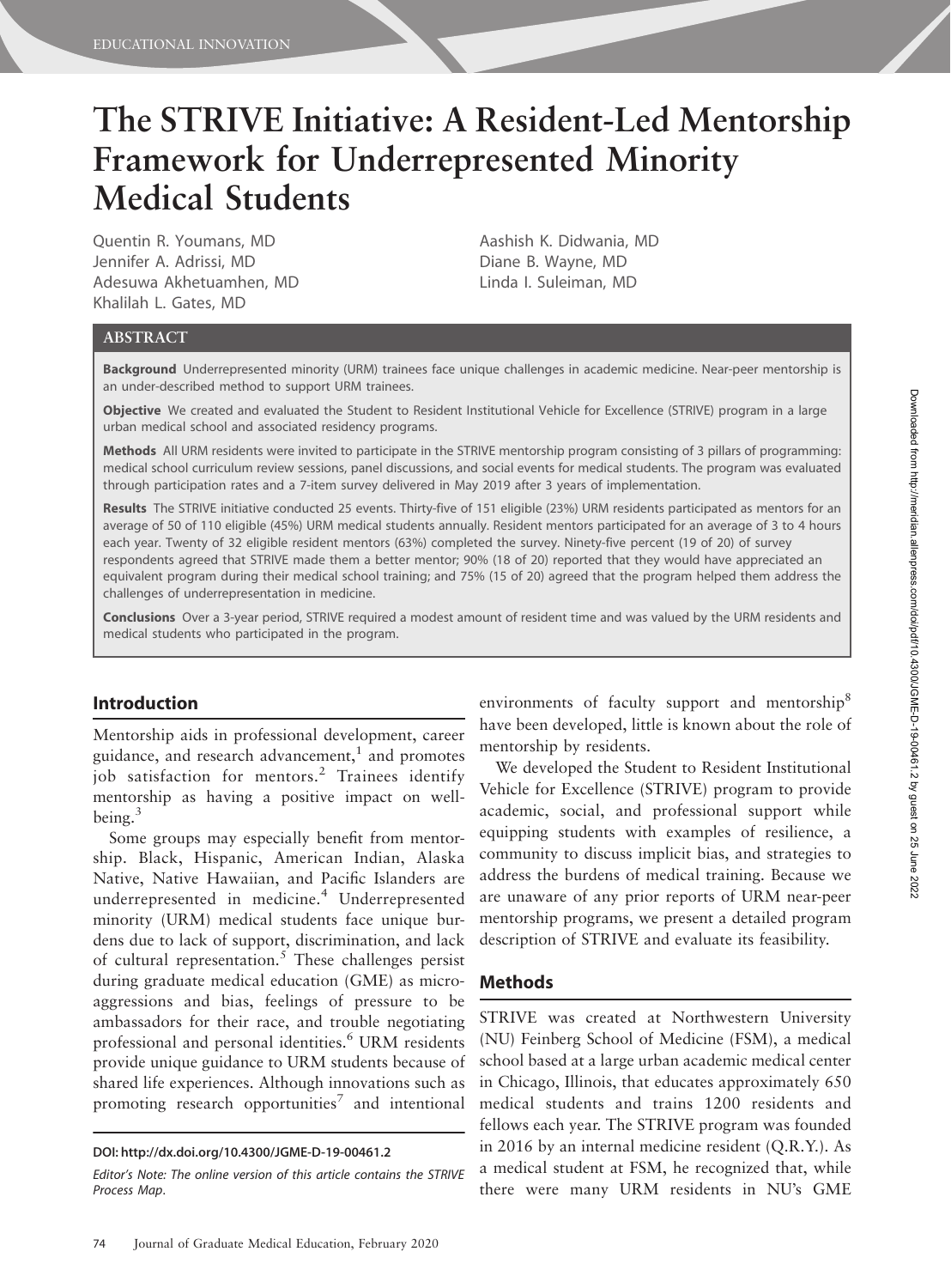# The STRIVE Initiative: A Resident-Led Mentorship Framework for Underrepresented Minority Medical Students

Quentin R. Youmans, MD
Jennifer A. Adrissi, MD
Adesuwa Akhetuamhen, MD
Khalilah L. Gates, MD
Aashish K. Didwania, MD
Diane B. Wayne, MD
Linda I. Suleiman, MD

## ABSTRACT

**Background** Underrepresented minority (URM) trainees face unique challenges in academic medicine. Near-peer mentorship is an under-described method to support URM trainees.

**Objective** We created and evaluated the Student to Resident Institutional Vehicle for Excellence (STRIVE) program in a large urban medical school and associated residency programs.

**Methods** All URM residents were invited to participate in the STRIVE mentorship program consisting of 3 pillars of programming: medical school curriculum review sessions, panel discussions, and social events for medical students. The program was evaluated through participation rates and a 7-item survey delivered in May 2019 after 3 years of implementation.

**Results** The STRIVE initiative conducted 25 events. Thirty-five of 151 eligible (23%) URM residents participated as mentors for an average of 50 of 110 eligible (45%) URM medical students annually. Resident mentors participated for an average of 3 to 4 hours each year. Twenty of 32 eligible resident mentors (63%) completed the survey. Ninety-five percent (19 of 20) of survey respondents agreed that STRIVE made them a better mentor; 90% (18 of 20) reported that they would have appreciated an equivalent program during their medical school training; and 75% (15 of 20) agreed that the program helped them address the challenges of underrepresentation in medicine.

**Conclusions** Over a 3-year period, STRIVE required a modest amount of resident time and was valued by the URM residents and medical students who participated in the program.

## Introduction

Mentorship aids in professional development, career guidance, and research advancement,[1] and promotes job satisfaction for mentors.[2] Trainees identify mentorship as having a positive impact on well-being.[3]

Some groups may especially benefit from mentorship. Black, Hispanic, American Indian, Alaska Native, Native Hawaiian, and Pacific Islanders are underrepresented in medicine.[4] Underrepresented minority (URM) medical students face unique burdens due to lack of support, discrimination, and lack of cultural representation.[5] These challenges persist during graduate medical education (GME) as microaggressions and bias, feelings of pressure to be ambassadors for their race, and trouble negotiating professional and personal identities.[6] URM residents provide unique guidance to URM students because of shared life experiences. Although innovations such as promoting research opportunities[7] and intentional environments of faculty support and mentorship[8] have been developed, little is known about the role of mentorship by residents.

We developed the Student to Resident Institutional Vehicle for Excellence (STRIVE) program to provide academic, social, and professional support while equipping students with examples of resilience, a community to discuss implicit bias, and strategies to address the burdens of medical training. Because we are unaware of any prior reports of URM near-peer mentorship programs, we present a detailed program description of STRIVE and evaluate its feasibility.

## Methods

STRIVE was created at Northwestern University (NU) Feinberg School of Medicine (FSM), a medical school based at a large urban academic medical center in Chicago, Illinois, that educates approximately 650 medical students and trains 1200 residents and fellows each year. The STRIVE program was founded in 2016 by an internal medicine resident (Q.R.Y.). As a medical student at FSM, he recognized that, while there were many URM residents in NU's GME

DOI: http://dx.doi.org/10.4300/JGME-D-19-00461.2

*Editor's Note: The online version of this article contains the STRIVE Process Map.*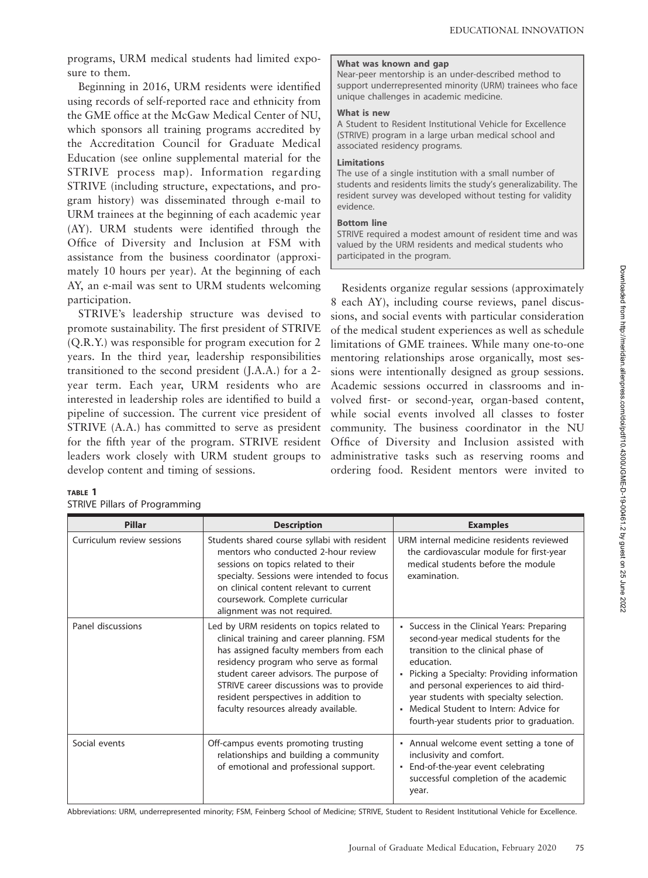programs, URM medical students had limited exposure to them.

Beginning in 2016, URM residents were identified using records of self-reported race and ethnicity from the GME office at the McGaw Medical Center of NU, which sponsors all training programs accredited by the Accreditation Council for Graduate Medical Education (see online supplemental material for the STRIVE process map). Information regarding STRIVE (including structure, expectations, and program history) was disseminated through e-mail to URM trainees at the beginning of each academic year (AY). URM students were identified through the Office of Diversity and Inclusion at FSM with assistance from the business coordinator (approximately 10 hours per year). At the beginning of each AY, an e-mail was sent to URM students welcoming participation.

STRIVE's leadership structure was devised to promote sustainability. The first president of STRIVE (Q.R.Y.) was responsible for program execution for 2 years. In the third year, leadership responsibilities transitioned to the second president (J.A.A.) for a 2-year term. Each year, URM residents who are interested in leadership roles are identified to build a pipeline of succession. The current vice president of STRIVE (A.A.) has committed to serve as president for the fifth year of the program. STRIVE resident leaders work closely with URM student groups to develop content and timing of sessions.

**What was known and gap**
Near-peer mentorship is an under-described method to support underrepresented minority (URM) trainees who face unique challenges in academic medicine.

**What is new**
A Student to Resident Institutional Vehicle for Excellence (STRIVE) program in a large urban medical school and associated residency programs.

**Limitations**
The use of a single institution with a small number of students and residents limits the study's generalizability. The resident survey was developed without testing for validity evidence.

**Bottom line**
STRIVE required a modest amount of resident time and was valued by the URM residents and medical students who participated in the program.

Residents organize regular sessions (approximately 8 each AY), including course reviews, panel discussions, and social events with particular consideration of the medical student experiences as well as schedule limitations of GME trainees. While many one-to-one mentoring relationships arose organically, most sessions were intentionally designed as group sessions. Academic sessions occurred in classrooms and involved first- or second-year, organ-based content, while social events involved all classes to foster community. The business coordinator in the NU Office of Diversity and Inclusion assisted with administrative tasks such as reserving rooms and ordering food. Resident mentors were invited to

**TABLE 1**
STRIVE Pillars of Programming

| Pillar | Description | Examples |
| --- | --- | --- |
| Curriculum review sessions | Students shared course syllabi with resident mentors who conducted 2-hour review sessions on topics related to their specialty. Sessions were intended to focus on clinical content relevant to current coursework. Complete curricular alignment was not required. | URM internal medicine residents reviewed the cardiovascular module for first-year medical students before the module examination. |
| Panel discussions | Led by URM residents on topics related to clinical training and career planning. FSM has assigned faculty members from each residency program who serve as formal student career advisors. The purpose of STRIVE career discussions was to provide resident perspectives in addition to faculty resources already available. | • Success in the Clinical Years: Preparing second-year medical students for the transition to the clinical phase of education.<br>• Picking a Specialty: Providing information and personal experiences to aid third-year students with specialty selection.<br>• Medical Student to Intern: Advice for fourth-year students prior to graduation. |
| Social events | Off-campus events promoting trusting relationships and building a community of emotional and professional support. | • Annual welcome event setting a tone of inclusivity and comfort.<br>• End-of-the-year event celebrating successful completion of the academic year. |

Abbreviations: URM, underrepresented minority; FSM, Feinberg School of Medicine; STRIVE, Student to Resident Institutional Vehicle for Excellence.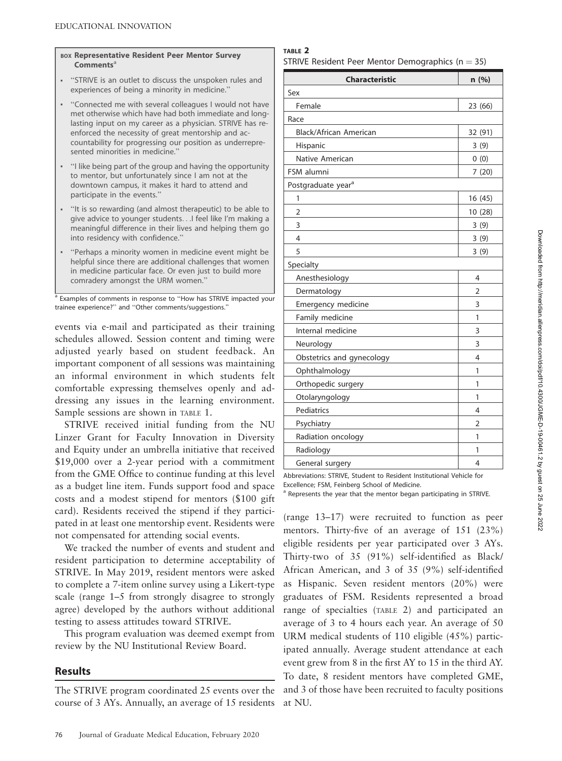**BOX Representative Resident Peer Mentor Survey Comments**[a]

- "STRIVE is an outlet to discuss the unspoken rules and experiences of being a minority in medicine."
- "Connected me with several colleagues I would not have met otherwise which have had both immediate and long-lasting input on my career as a physician. STRIVE has re-enforced the necessity of great mentorship and accountability for progressing our position as underrepresented minorities in medicine."
- "I like being part of the group and having the opportunity to mentor, but unfortunately since I am not at the downtown campus, it makes it hard to attend and participate in the events."
- "It is so rewarding (and almost therapeutic) to be able to give advice to younger students. . .I feel like I'm making a meaningful difference in their lives and helping them go into residency with confidence."
- "Perhaps a minority women in medicine event might be helpful since there are additional challenges that women in medicine particular face. Or even just to build more comradery amongst the URM women."

[a] Examples of comments in response to "How has STRIVE impacted your trainee experience?" and "Other comments/suggestions."

events via e-mail and participated as their training schedules allowed. Session content and timing were adjusted yearly based on student feedback. An important component of all sessions was maintaining an informal environment in which students felt comfortable expressing themselves openly and addressing any issues in the learning environment. Sample sessions are shown in TABLE 1.

STRIVE received initial funding from the NU Linzer Grant for Faculty Innovation in Diversity and Equity under an umbrella initiative that received $19,000 over a 2-year period with a commitment from the GME Office to continue funding at this level as a budget line item. Funds support food and space costs and a modest stipend for mentors ($100 gift card). Residents received the stipend if they participated in at least one mentorship event. Residents were not compensated for attending social events.

We tracked the number of events and student and resident participation to determine acceptability of STRIVE. In May 2019, resident mentors were asked to complete a 7-item online survey using a Likert-type scale (range 1–5 from strongly disagree to strongly agree) developed by the authors without additional testing to assess attitudes toward STRIVE.

This program evaluation was deemed exempt from review by the NU Institutional Review Board.

## Results

The STRIVE program coordinated 25 events over the course of 3 AYs. Annually, an average of 15 residents (range 13–17) were recruited to function as peer mentors. Thirty-five of an average of 151 (23%) eligible residents per year participated over 3 AYs. Thirty-two of 35 (91%) self-identified as Black/African American, and 3 of 35 (9%) self-identified as Hispanic. Seven resident mentors (20%) were graduates of FSM. Residents represented a broad range of specialties (TABLE 2) and participated an average of 3 to 4 hours each year. An average of 50 URM medical students of 110 eligible (45%) participated annually. Average student attendance at each event grew from 8 in the first AY to 15 in the third AY. To date, 8 resident mentors have completed GME, and 3 of those have been recruited to faculty positions at NU.

**TABLE 2**
STRIVE Resident Peer Mentor Demographics (n = 35)

| Characteristic | n (%) |
|---|---|
| Sex | |
| Female | 23 (66) |
| Race | |
| Black/African American | 32 (91) |
| Hispanic | 3 (9) |
| Native American | 0 (0) |
| FSM alumni | 7 (20) |
| Postgraduate year[a] | |
| 1 | 16 (45) |
| 2 | 10 (28) |
| 3 | 3 (9) |
| 4 | 3 (9) |
| 5 | 3 (9) |
| Specialty | |
| Anesthesiology | 4 |
| Dermatology | 2 |
| Emergency medicine | 3 |
| Family medicine | 1 |
| Internal medicine | 3 |
| Neurology | 3 |
| Obstetrics and gynecology | 4 |
| Ophthalmology | 1 |
| Orthopedic surgery | 1 |
| Otolaryngology | 1 |
| Pediatrics | 4 |
| Psychiatry | 2 |
| Radiation oncology | 1 |
| Radiology | 1 |
| General surgery | 4 |

Abbreviations: STRIVE, Student to Resident Institutional Vehicle for Excellence; FSM, Feinberg School of Medicine.
[a] Represents the year that the mentor began participating in STRIVE.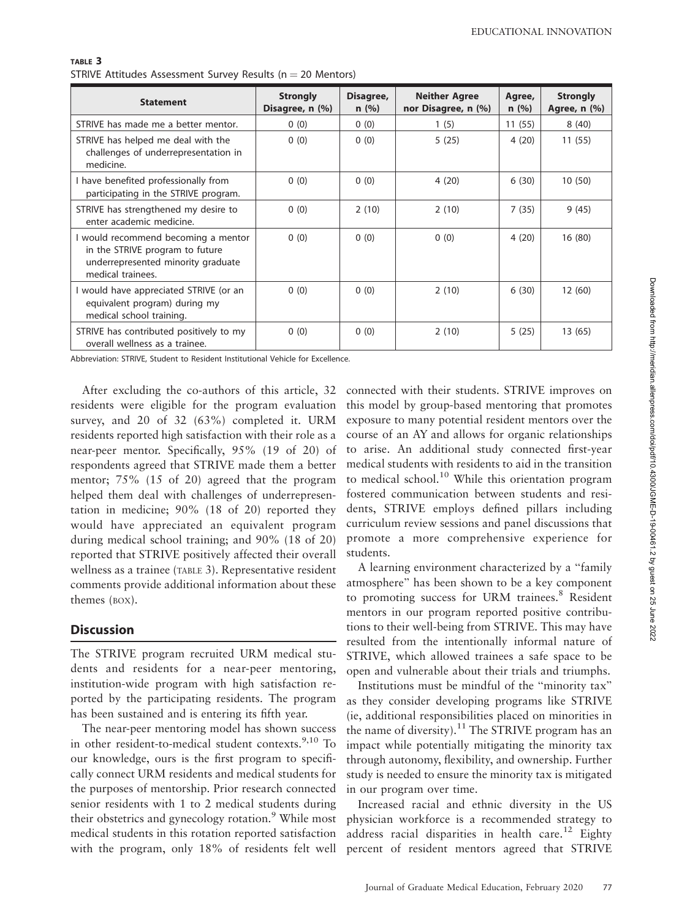**TABLE 3**
STRIVE Attitudes Assessment Survey Results (n = 20 Mentors)

| Statement | Strongly Disagree, n (%) | Disagree, n (%) | Neither Agree nor Disagree, n (%) | Agree, n (%) | Strongly Agree, n (%) |
|---|---|---|---|---|---|
| STRIVE has made me a better mentor. | 0 (0) | 0 (0) | 1 (5) | 11 (55) | 8 (40) |
| STRIVE has helped me deal with the challenges of underrepresentation in medicine. | 0 (0) | 0 (0) | 5 (25) | 4 (20) | 11 (55) |
| I have benefited professionally from participating in the STRIVE program. | 0 (0) | 0 (0) | 4 (20) | 6 (30) | 10 (50) |
| STRIVE has strengthened my desire to enter academic medicine. | 0 (0) | 2 (10) | 2 (10) | 7 (35) | 9 (45) |
| I would recommend becoming a mentor in the STRIVE program to future underrepresented minority graduate medical trainees. | 0 (0) | 0 (0) | 0 (0) | 4 (20) | 16 (80) |
| I would have appreciated STRIVE (or an equivalent program) during my medical school training. | 0 (0) | 0 (0) | 2 (10) | 6 (30) | 12 (60) |
| STRIVE has contributed positively to my overall wellness as a trainee. | 0 (0) | 0 (0) | 2 (10) | 5 (25) | 13 (65) |

Abbreviation: STRIVE, Student to Resident Institutional Vehicle for Excellence.

After excluding the co-authors of this article, 32 residents were eligible for the program evaluation survey, and 20 of 32 (63%) completed it. URM residents reported high satisfaction with their role as a near-peer mentor. Specifically, 95% (19 of 20) of respondents agreed that STRIVE made them a better mentor; 75% (15 of 20) agreed that the program helped them deal with challenges of underrepresentation in medicine; 90% (18 of 20) reported they would have appreciated an equivalent program during medical school training; and 90% (18 of 20) reported that STRIVE positively affected their overall wellness as a trainee (TABLE 3). Representative resident comments provide additional information about these themes (BOX).

## Discussion

The STRIVE program recruited URM medical students and residents for a near-peer mentoring, institution-wide program with high satisfaction reported by the participating residents. The program has been sustained and is entering its fifth year.

The near-peer mentoring model has shown success in other resident-to-medical student contexts.[9,10] To our knowledge, ours is the first program to specifically connect URM residents and medical students for the purposes of mentorship. Prior research connected senior residents with 1 to 2 medical students during their obstetrics and gynecology rotation.[9] While most medical students in this rotation reported satisfaction with the program, only 18% of residents felt well connected with their students. STRIVE improves on this model by group-based mentoring that promotes exposure to many potential resident mentors over the course of an AY and allows for organic relationships to arise. An additional study connected first-year medical students with residents to aid in the transition to medical school.[10] While this orientation program fostered communication between students and residents, STRIVE employs defined pillars including curriculum review sessions and panel discussions that promote a more comprehensive experience for students.

A learning environment characterized by a "family atmosphere" has been shown to be a key component to promoting success for URM trainees.[8] Resident mentors in our program reported positive contributions to their well-being from STRIVE. This may have resulted from the intentionally informal nature of STRIVE, which allowed trainees a safe space to be open and vulnerable about their trials and triumphs.

Institutions must be mindful of the "minority tax" as they consider developing programs like STRIVE (ie, additional responsibilities placed on minorities in the name of diversity).[11] The STRIVE program has an impact while potentially mitigating the minority tax through autonomy, flexibility, and ownership. Further study is needed to ensure the minority tax is mitigated in our program over time.

Increased racial and ethnic diversity in the US physician workforce is a recommended strategy to address racial disparities in health care.[12] Eighty percent of resident mentors agreed that STRIVE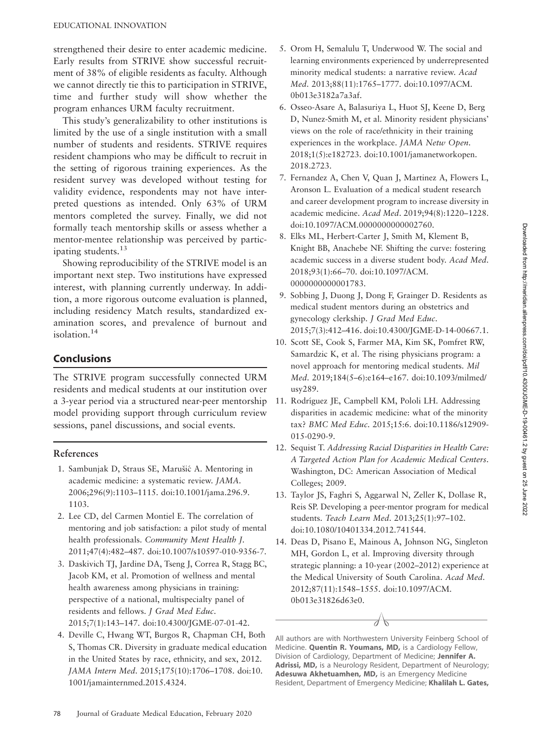strengthened their desire to enter academic medicine. Early results from STRIVE show successful recruitment of 38% of eligible residents as faculty. Although we cannot directly tie this to participation in STRIVE, time and further study will show whether the program enhances URM faculty recruitment.

This study's generalizability to other institutions is limited by the use of a single institution with a small number of students and residents. STRIVE requires resident champions who may be difficult to recruit in the setting of rigorous training experiences. As the resident survey was developed without testing for validity evidence, respondents may not have interpreted questions as intended. Only 63% of URM mentors completed the survey. Finally, we did not formally teach mentorship skills or assess whether a mentor-mentee relationship was perceived by participating students.[13]

Showing reproducibility of the STRIVE model is an important next step. Two institutions have expressed interest, with planning currently underway. In addition, a more rigorous outcome evaluation is planned, including residency Match results, standardized examination scores, and prevalence of burnout and isolation.[14]

## Conclusions

The STRIVE program successfully connected URM residents and medical students at our institution over a 3-year period via a structured near-peer mentorship model providing support through curriculum review sessions, panel discussions, and social events.

## References

1. Sambunjak D, Straus SE, Marušić A. Mentoring in academic medicine: a systematic review. *JAMA*. 2006;296(9):1103–1115. doi:10.1001/jama.296.9.1103.
2. Lee CD, del Carmen Montiel E. The correlation of mentoring and job satisfaction: a pilot study of mental health professionals. *Community Ment Health J*. 2011;47(4):482–487. doi:10.1007/s10597-010-9356-7.
3. Daskivich TJ, Jardine DA, Tseng J, Correa R, Stagg BC, Jacob KM, et al. Promotion of wellness and mental health awareness among physicians in training: perspective of a national, multispecialty panel of residents and fellows. *J Grad Med Educ*. 2015;7(1):143–147. doi:10.4300/JGME-07-01-42.
4. Deville C, Hwang WT, Burgos R, Chapman CH, Both S, Thomas CR. Diversity in graduate medical education in the United States by race, ethnicity, and sex, 2012. *JAMA Intern Med*. 2015;175(10):1706–1708. doi:10.1001/jamainternmed.2015.4324.
5. Orom H, Semalulu T, Underwood W. The social and learning environments experienced by underrepresented minority medical students: a narrative review. *Acad Med*. 2013;88(11):1765–1777. doi:10.1097/ACM.0b013e3182a7a3af.
6. Osseo-Asare A, Balasuriya L, Huot SJ, Keene D, Berg D, Nunez-Smith M, et al. Minority resident physicians' views on the role of race/ethnicity in their training experiences in the workplace. *JAMA Netw Open*. 2018;1(5):e182723. doi:10.1001/jamanetworkopen.2018.2723.
7. Fernandez A, Chen V, Quan J, Martinez A, Flowers L, Aronson L. Evaluation of a medical student research and career development program to increase diversity in academic medicine. *Acad Med*. 2019;94(8):1220–1228. doi:10.1097/ACM.0000000000002760.
8. Elks ML, Herbert-Carter J, Smith M, Klement B, Knight BB, Anachebe NF. Shifting the curve: fostering academic success in a diverse student body. *Acad Med*. 2018;93(1):66–70. doi:10.1097/ACM.0000000000001783.
9. Sobbing J, Duong J, Dong F, Grainger D. Residents as medical student mentors during an obstetrics and gynecology clerkship. *J Grad Med Educ*. 2015;7(3):412–416. doi:10.4300/JGME-D-14-00667.1.
10. Scott SE, Cook S, Farmer MA, Kim SK, Pomfret RW, Samardzic K, et al. The rising physicians program: a novel approach for mentoring medical students. *Mil Med*. 2019;184(5–6):e164–e167. doi:10.1093/milmed/usy289.
11. Rodríguez JE, Campbell KM, Pololi LH. Addressing disparities in academic medicine: what of the minority tax? *BMC Med Educ*. 2015;15:6. doi:10.1186/s12909-015-0290-9.
12. Sequist T. *Addressing Racial Disparities in Health Care: A Targeted Action Plan for Academic Medical Centers*. Washington, DC: American Association of Medical Colleges; 2009.
13. Taylor JS, Faghri S, Aggarwal N, Zeller K, Dollase R, Reis SP. Developing a peer-mentor program for medical students. *Teach Learn Med*. 2013;25(1):97–102. doi:10.1080/10401334.2012.741544.
14. Deas D, Pisano E, Mainous A, Johnson NG, Singleton MH, Gordon L, et al. Improving diversity through strategic planning: a 10-year (2002–2012) experience at the Medical University of South Carolina. *Acad Med*. 2012;87(11):1548–1555. doi:10.1097/ACM.0b013e31826d63e0.

All authors are with Northwestern University Feinberg School of Medicine. **Quentin R. Youmans, MD,** is a Cardiology Fellow, Division of Cardiology, Department of Medicine; **Jennifer A. Adrissi, MD,** is a Neurology Resident, Department of Neurology; **Adesuwa Akhetuamhen, MD,** is an Emergency Medicine Resident, Department of Emergency Medicine; **Khalilah L. Gates,**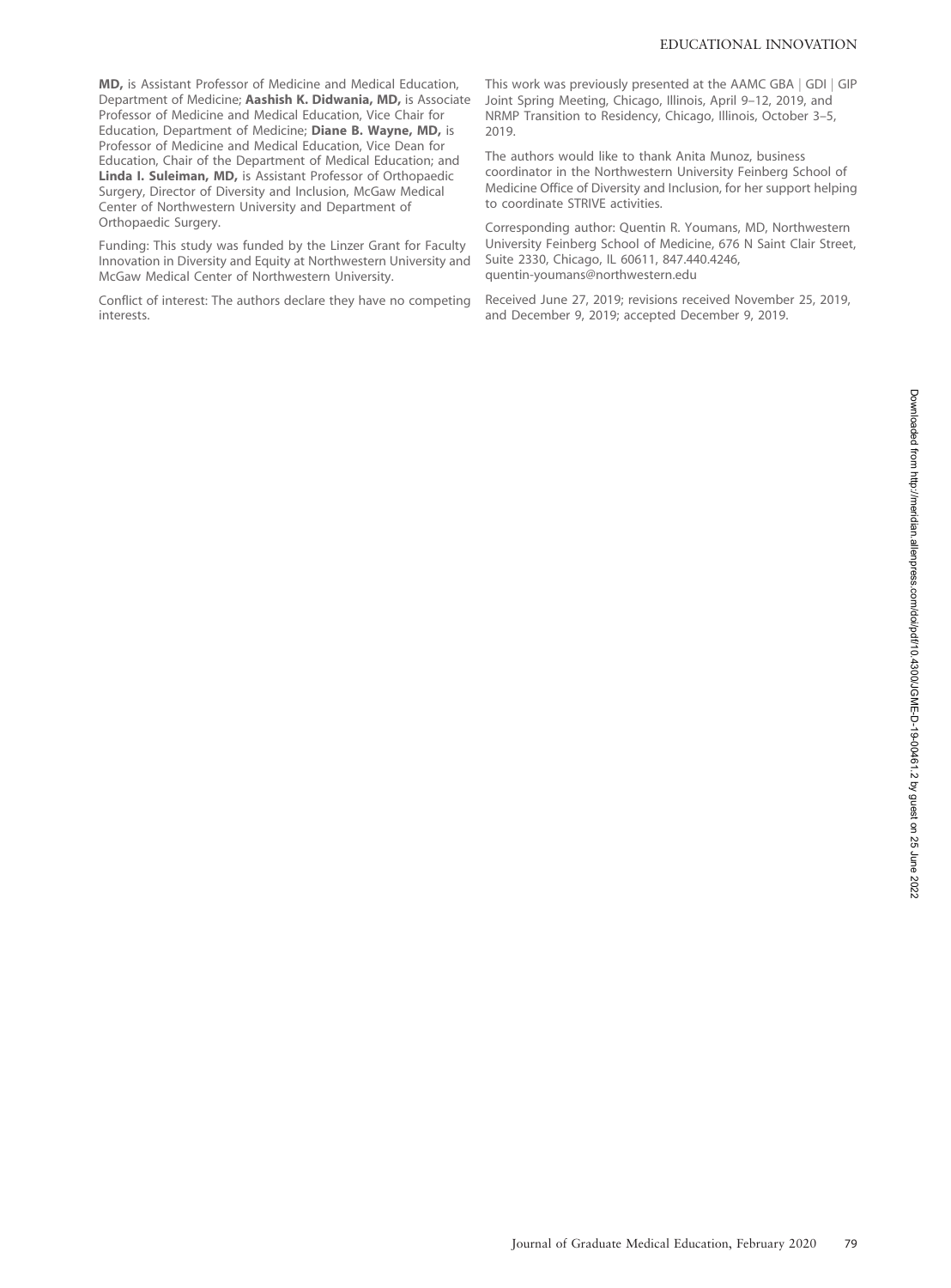**MD,** is Assistant Professor of Medicine and Medical Education, Department of Medicine; **Aashish K. Didwania, MD,** is Associate Professor of Medicine and Medical Education, Vice Chair for Education, Department of Medicine; **Diane B. Wayne, MD,** is Professor of Medicine and Medical Education, Vice Dean for Education, Chair of the Department of Medical Education; and **Linda I. Suleiman, MD,** is Assistant Professor of Orthopaedic Surgery, Director of Diversity and Inclusion, McGaw Medical Center of Northwestern University and Department of Orthopaedic Surgery.

Funding: This study was funded by the Linzer Grant for Faculty Innovation in Diversity and Equity at Northwestern University and McGaw Medical Center of Northwestern University.

Conflict of interest: The authors declare they have no competing interests.

This work was previously presented at the AAMC GBA | GDI | GIP Joint Spring Meeting, Chicago, Illinois, April 9–12, 2019, and NRMP Transition to Residency, Chicago, Illinois, October 3–5, 2019.

The authors would like to thank Anita Munoz, business coordinator in the Northwestern University Feinberg School of Medicine Office of Diversity and Inclusion, for her support helping to coordinate STRIVE activities.

Corresponding author: Quentin R. Youmans, MD, Northwestern University Feinberg School of Medicine, 676 N Saint Clair Street, Suite 2330, Chicago, IL 60611, 847.440.4246, quentin-youmans@northwestern.edu

Received June 27, 2019; revisions received November 25, 2019, and December 9, 2019; accepted December 9, 2019.